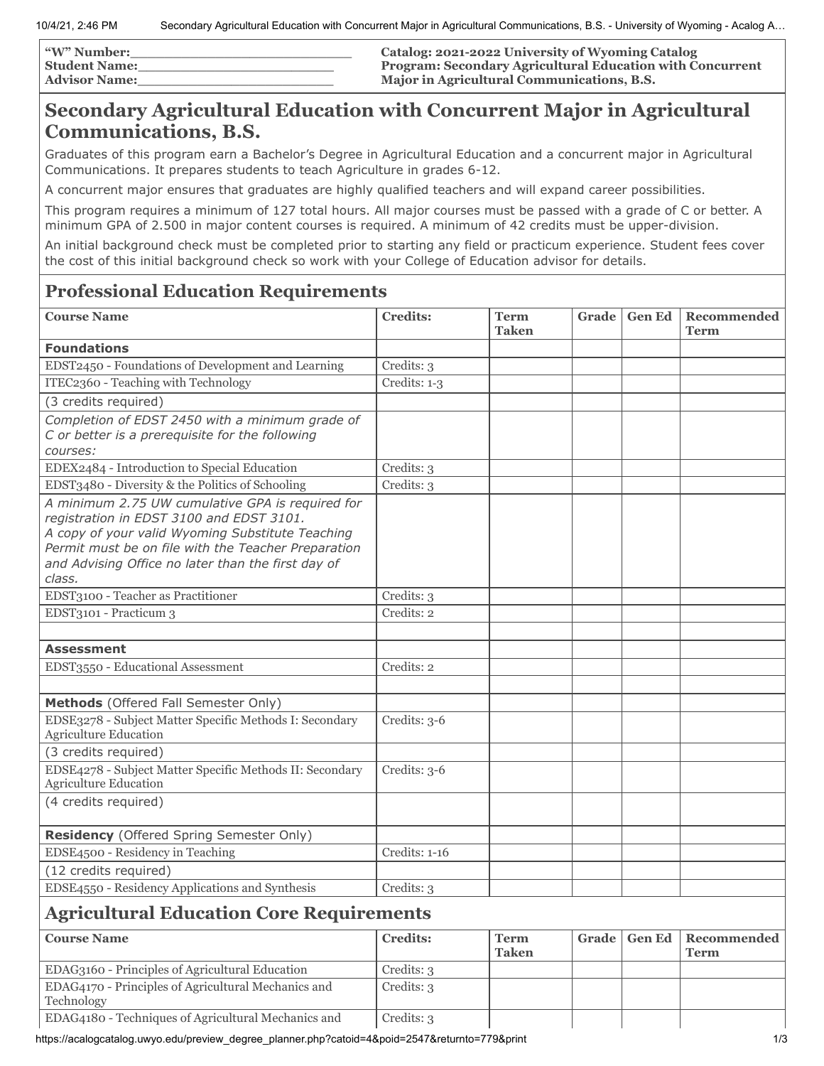| "W" Number:\_\_\_\_\_\_\_\_\_\_\_\_\_\_\_\_\_\_\_\_\_\_ | **Catalog: 2021-2022 University of Wyoming Catalog** |
|---|---|
| Student Name:\_\_\_\_\_\_\_\_\_\_\_\_\_\_\_\_\_\_\_\_\_\_ | **Program: Secondary Agricultural Education with Concurrent Major in Agricultural Communications, B.S.** |
| Advisor Name:\_\_\_\_\_\_\_\_\_\_\_\_\_\_\_\_\_\_\_\_\_\_ | |

# Secondary Agricultural Education with Concurrent Major in Agricultural Communications, B.S.

Graduates of this program earn a Bachelor's Degree in Agricultural Education and a concurrent major in Agricultural Communications. It prepares students to teach Agriculture in grades 6-12.

A concurrent major ensures that graduates are highly qualified teachers and will expand career possibilities.

This program requires a minimum of 127 total hours. All major courses must be passed with a grade of C or better. A minimum GPA of 2.500 in major content courses is required. A minimum of 42 credits must be upper-division.

An initial background check must be completed prior to starting any field or practicum experience. Student fees cover the cost of this initial background check so work with your College of Education advisor for details.

## Professional Education Requirements

| Course Name | Credits: | Term Taken | Grade | Gen Ed | Recommended Term |
|---|---|---|---|---|---|
| **Foundations** | | | | | |
| EDST2450 - Foundations of Development and Learning | Credits: 3 | | | | |
| ITEC2360 - Teaching with Technology | Credits: 1-3 | | | | |
| (3 credits required) | | | | | |
| *Completion of EDST 2450 with a minimum grade of C or better is a prerequisite for the following courses:* | | | | | |
| EDEX2484 - Introduction to Special Education | Credits: 3 | | | | |
| EDST3480 - Diversity & the Politics of Schooling | Credits: 3 | | | | |
| *A minimum 2.75 UW cumulative GPA is required for registration in EDST 3100 and EDST 3101.* *A copy of your valid Wyoming Substitute Teaching Permit must be on file with the Teacher Preparation and Advising Office no later than the first day of class.* | | | | | |
| EDST3100 - Teacher as Practitioner | Credits: 3 | | | | |
| EDST3101 - Practicum 3 | Credits: 2 | | | | |
| | | | | | |
| **Assessment** | | | | | |
| EDST3550 - Educational Assessment | Credits: 2 | | | | |
| | | | | | |
| **Methods** (Offered Fall Semester Only) | | | | | |
| EDSE3278 - Subject Matter Specific Methods I: Secondary Agriculture Education | Credits: 3-6 | | | | |
| (3 credits required) | | | | | |
| EDSE4278 - Subject Matter Specific Methods II: Secondary Agriculture Education | Credits: 3-6 | | | | |
| (4 credits required) | | | | | |
| **Residency** (Offered Spring Semester Only) | | | | | |
| EDSE4500 - Residency in Teaching | Credits: 1-16 | | | | |
| (12 credits required) | | | | | |
| EDSE4550 - Residency Applications and Synthesis | Credits: 3 | | | | |

## Agricultural Education Core Requirements

| Course Name | Credits: | Term Taken | Grade | Gen Ed | Recommended Term |
|---|---|---|---|---|---|
| EDAG3160 - Principles of Agricultural Education | Credits: 3 | | | | |
| EDAG4170 - Principles of Agricultural Mechanics and Technology | Credits: 3 | | | | |
| EDAG4180 - Techniques of Agricultural Mechanics and | Credits: 3 | | | | |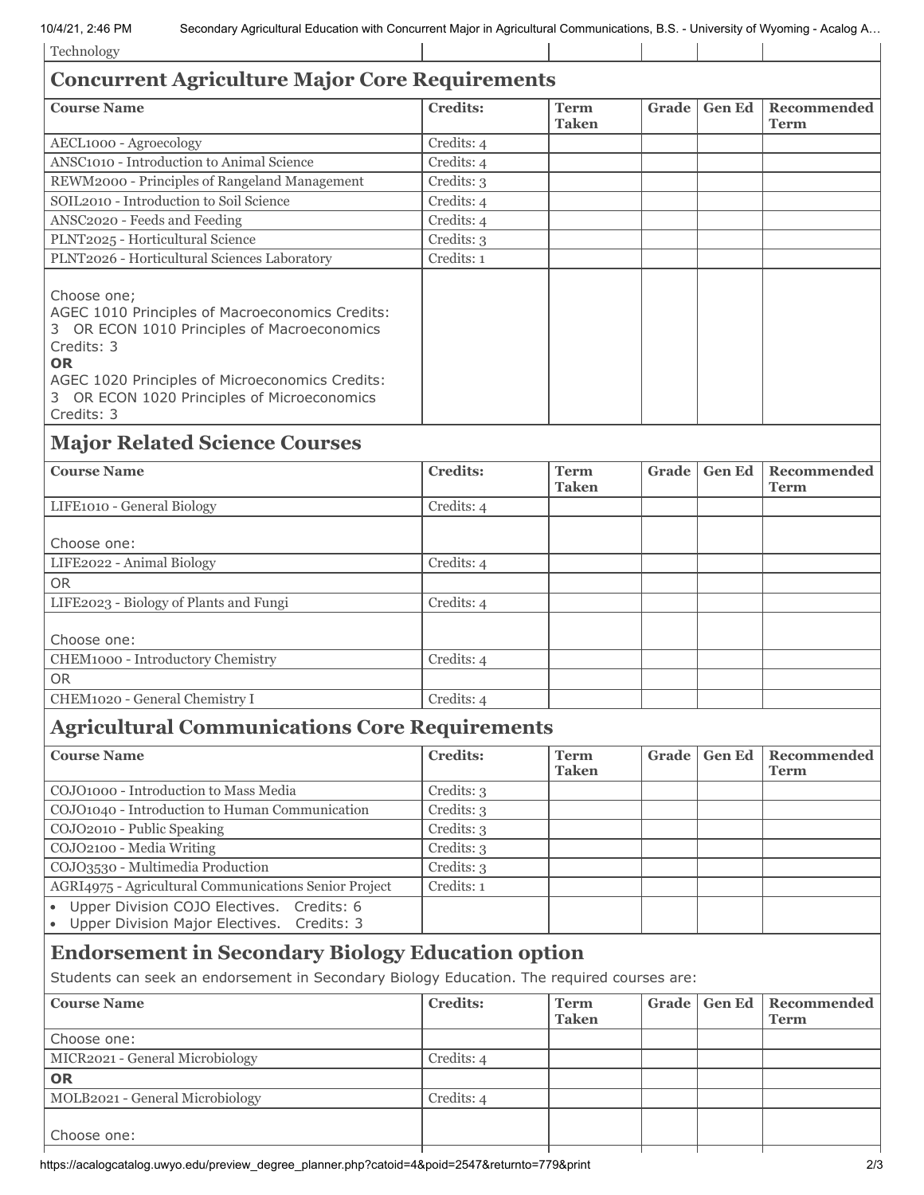| Technology | | | | | |
|---|---|---|---|---|---|

## Concurrent Agriculture Major Core Requirements

| Course Name | Credits: | Term Taken | Grade | Gen Ed | Recommended Term |
|---|---|---|---|---|---|
| AECL1000 - Agroecology | Credits: 4 | | | | |
| ANSC1010 - Introduction to Animal Science | Credits: 4 | | | | |
| REWM2000 - Principles of Rangeland Management | Credits: 3 | | | | |
| SOIL2010 - Introduction to Soil Science | Credits: 4 | | | | |
| ANSC2020 - Feeds and Feeding | Credits: 4 | | | | |
| PLNT2025 - Horticultural Science | Credits: 3 | | | | |
| PLNT2026 - Horticultural Sciences Laboratory | Credits: 1 | | | | |
| Choose one; AGEC 1010 Principles of Macroeconomics Credits: 3 OR ECON 1010 Principles of Macroeconomics Credits: 3 **OR** AGEC 1020 Principles of Microeconomics Credits: 3 OR ECON 1020 Principles of Microeconomics Credits: 3 | | | | | |

## Major Related Science Courses

| Course Name | Credits: | Term Taken | Grade | Gen Ed | Recommended Term |
|---|---|---|---|---|---|
| LIFE1010 - General Biology | Credits: 4 | | | | |
| Choose one: | | | | | |
| LIFE2022 - Animal Biology | Credits: 4 | | | | |
| OR | | | | | |
| LIFE2023 - Biology of Plants and Fungi | Credits: 4 | | | | |
| Choose one: | | | | | |
| CHEM1000 - Introductory Chemistry | Credits: 4 | | | | |
| OR | | | | | |
| CHEM1020 - General Chemistry I | Credits: 4 | | | | |

## Agricultural Communications Core Requirements

| Course Name | Credits: | Term Taken | Grade | Gen Ed | Recommended Term |
|---|---|---|---|---|---|
| COJO1000 - Introduction to Mass Media | Credits: 3 | | | | |
| COJO1040 - Introduction to Human Communication | Credits: 3 | | | | |
| COJO2010 - Public Speaking | Credits: 3 | | | | |
| COJO2100 - Media Writing | Credits: 3 | | | | |
| COJO3530 - Multimedia Production | Credits: 3 | | | | |
| AGRI4975 - Agricultural Communications Senior Project | Credits: 1 | | | | |
| • Upper Division COJO Electives. Credits: 6 • Upper Division Major Electives. Credits: 3 | | | | | |

## Endorsement in Secondary Biology Education option

Students can seek an endorsement in Secondary Biology Education. The required courses are:

| Course Name | Credits: | Term Taken | Grade | Gen Ed | Recommended Term |
|---|---|---|---|---|---|
| Choose one: | | | | | |
| MICR2021 - General Microbiology | Credits: 4 | | | | |
| **OR** | | | | | |
| MOLB2021 - General Microbiology | Credits: 4 | | | | |
| Choose one: | | | | | |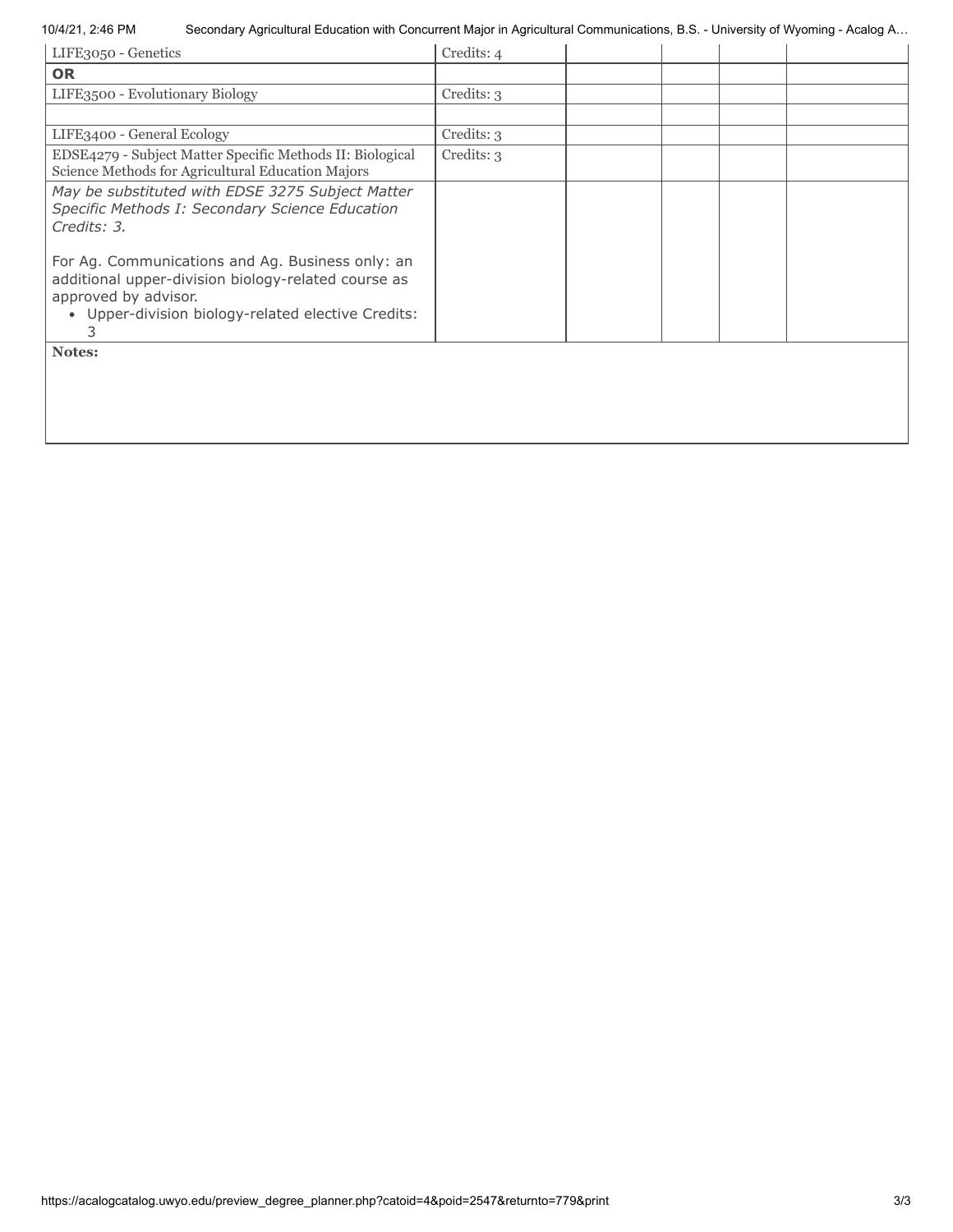| | | | | | |
|---|---|---|---|---|---|
| LIFE3050 - Genetics | Credits: 4 | | | | |
| **OR** | | | | | |
| LIFE3500 - Evolutionary Biology | Credits: 3 | | | | |
| | | | | | |
| LIFE3400 - General Ecology | Credits: 3 | | | | |
| EDSE4279 - Subject Matter Specific Methods II: Biological Science Methods for Agricultural Education Majors | Credits: 3 | | | | |
| *May be substituted with EDSE 3275 Subject Matter Specific Methods I: Secondary Science Education Credits: 3.*<br><br>For Ag. Communications and Ag. Business only: an additional upper-division biology-related course as approved by advisor.<br>• Upper-division biology-related elective Credits: 3 | | | | | |

**Notes:**